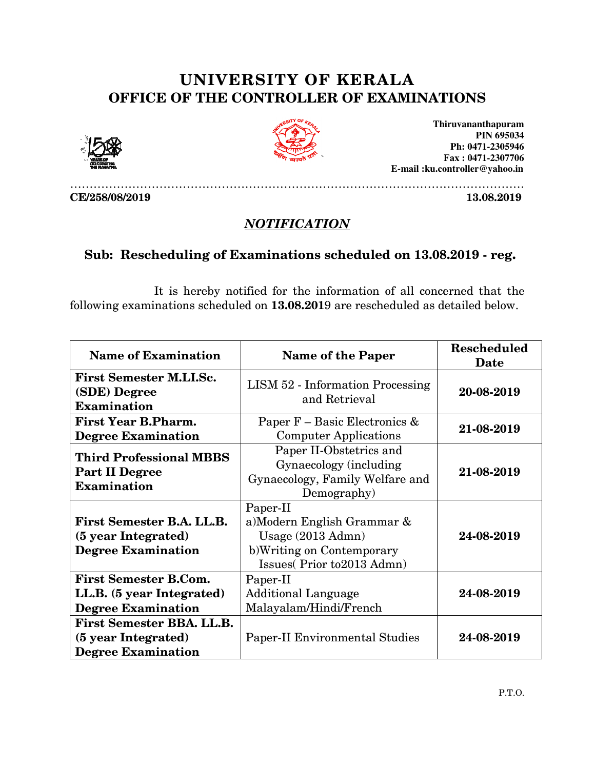# UNIVERSITY OF KERALA
## OFFICE OF THE CONTROLLER OF EXAMINATIONS

**Thiruvananthapuram**
**PIN 695034**
**Ph: 0471-2305946**
**Fax : 0471-2307706**
**E-mail :ku.controller@yahoo.in**

**CE/258/08/2019** **13.08.2019**

### ***NOTIFICATION***

### Sub: Rescheduling of Examinations scheduled on 13.08.2019 - reg.

It is hereby notified for the information of all concerned that the following examinations scheduled on **13.08.2019** are rescheduled as detailed below.

| Name of Examination | Name of the Paper | Rescheduled Date |
|---|---|---|
| **First Semester M.LI.Sc. (SDE) Degree Examination** | LISM 52 - Information Processing and Retrieval | **20-08-2019** |
| **First Year B.Pharm. Degree Examination** | Paper F – Basic Electronics & Computer Applications | **21-08-2019** |
| **Third Professional MBBS Part II Degree Examination** | Paper II-Obstetrics and Gynaecology (including Gynaecology, Family Welfare and Demography) | **21-08-2019** |
| **First Semester B.A. LL.B. (5 year Integrated) Degree Examination** | Paper-II a)Modern English Grammar & Usage (2013 Admn) b)Writing on Contemporary Issues( Prior to2013 Admn) | **24-08-2019** |
| **First Semester B.Com. LL.B. (5 year Integrated) Degree Examination** | Paper-II Additional Language Malayalam/Hindi/French | **24-08-2019** |
| **First Semester BBA. LL.B. (5 year Integrated) Degree Examination** | Paper-II Environmental Studies | **24-08-2019** |

P.T.O.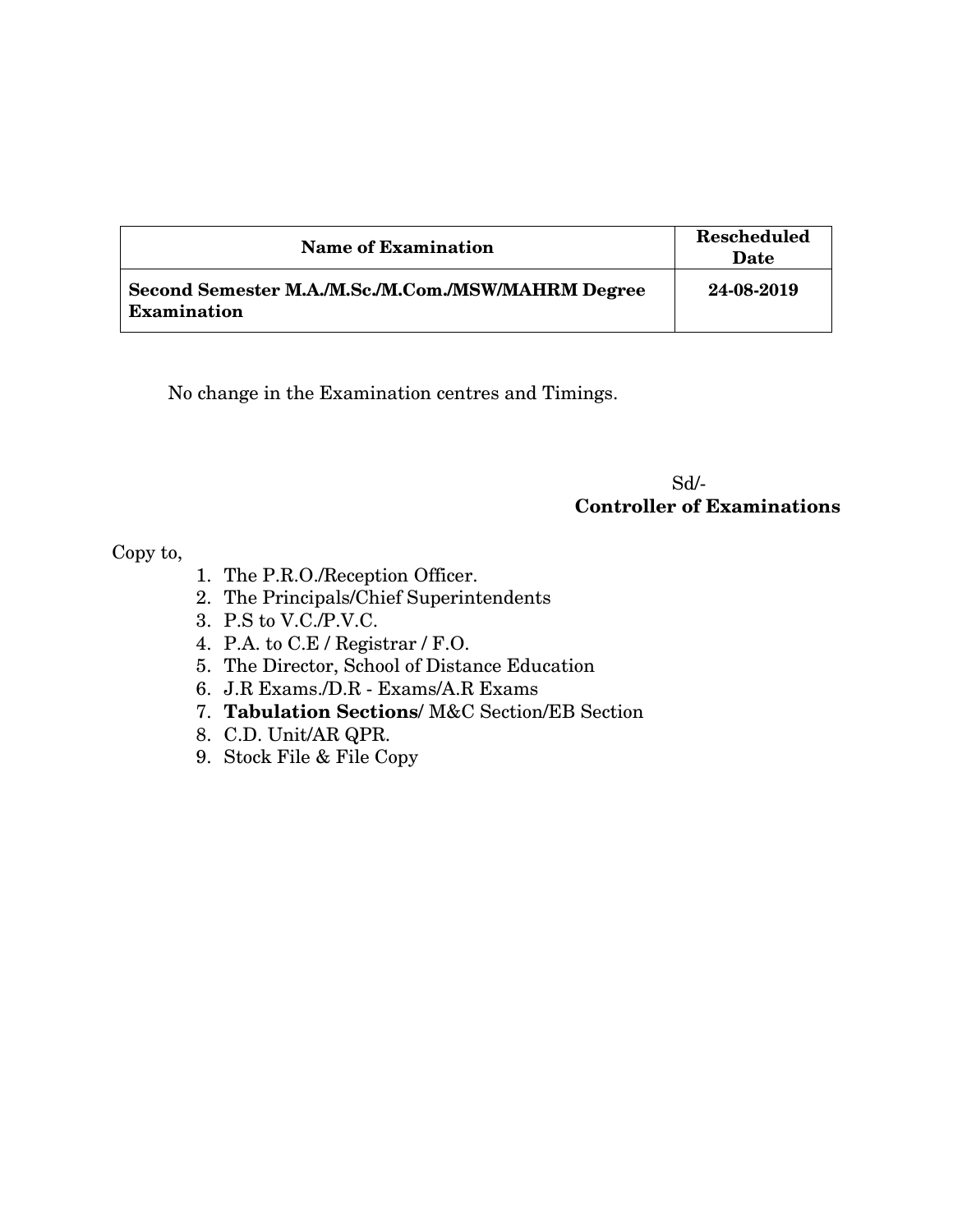| Name of Examination | Rescheduled Date |
|---|---|
| **Second Semester M.A./M.Sc./M.Com./MSW/MAHRM Degree Examination** | **24-08-2019** |

No change in the Examination centres and Timings.

Sd/-
**Controller of Examinations**

Copy to,

1. The P.R.O./Reception Officer.
2. The Principals/Chief Superintendents
3. P.S to V.C./P.V.C.
4. P.A. to C.E / Registrar / F.O.
5. The Director, School of Distance Education
6. J.R Exams./D.R - Exams/A.R Exams
7. **Tabulation Sections**/ M&C Section/EB Section
8. C.D. Unit/AR QPR.
9. Stock File & File Copy